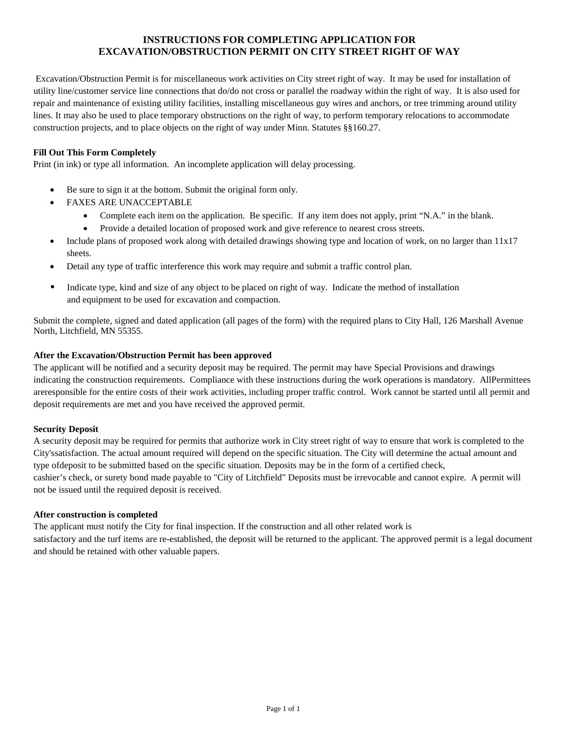# INSTRUCTIONS FOR COMPLETING APPLICATION FOR EXCAVATION/OBSTRUCTION PERMIT ON CITY STREET RIGHT OF WAY

Excavation/Obstruction Permit is for miscellaneous work activities on City street right of way. It may be used for installation of utility line/customer service line connections that do/do not cross or parallel the roadway within the right of way. It is also used for repair and maintenance of existing utility facilities, installing miscellaneous guy wires and anchors, or tree trimming around utility lines. It may also be used to place temporary obstructions on the right of way, to perform temporary relocations to accommodate construction projects, and to place objects on the right of way under Minn. Statutes §§160.27.

**Fill Out This Form Completely**

Print (in ink) or type all information. An incomplete application will delay processing.

- Be sure to sign it at the bottom. Submit the original form only.
- FAXES ARE UNACCEPTABLE
  - Complete each item on the application. Be specific. If any item does not apply, print "N.A." in the blank.
  - Provide a detailed location of proposed work and give reference to nearest cross streets.
- Include plans of proposed work along with detailed drawings showing type and location of work, on no larger than 11x17 sheets.
- Detail any type of traffic interference this work may require and submit a traffic control plan.
- Indicate type, kind and size of any object to be placed on right of way. Indicate the method of installation and equipment to be used for excavation and compaction.

Submit the complete, signed and dated application (all pages of the form) with the required plans to City Hall, 126 Marshall Avenue North, Litchfield, MN 55355.

**After the Excavation/Obstruction Permit has been approved**

The applicant will be notified and a security deposit may be required. The permit may have Special Provisions and drawings indicating the construction requirements. Compliance with these instructions during the work operations is mandatory. AllPermittees areresponsible for the entire costs of their work activities, including proper traffic control. Work cannot be started until all permit and deposit requirements are met and you have received the approved permit.

**Security Deposit**

A security deposit may be required for permits that authorize work in City street right of way to ensure that work is completed to the City'ssatisfaction. The actual amount required will depend on the specific situation. The City will determine the actual amount and type ofdeposit to be submitted based on the specific situation. Deposits may be in the form of a certified check, cashier's check, or surety bond made payable to "City of Litchfield" Deposits must be irrevocable and cannot expire. A permit will not be issued until the required deposit is received.

**After construction is completed**

The applicant must notify the City for final inspection. If the construction and all other related work is satisfactory and the turf items are re-established, the deposit will be returned to the applicant. The approved permit is a legal document and should be retained with other valuable papers.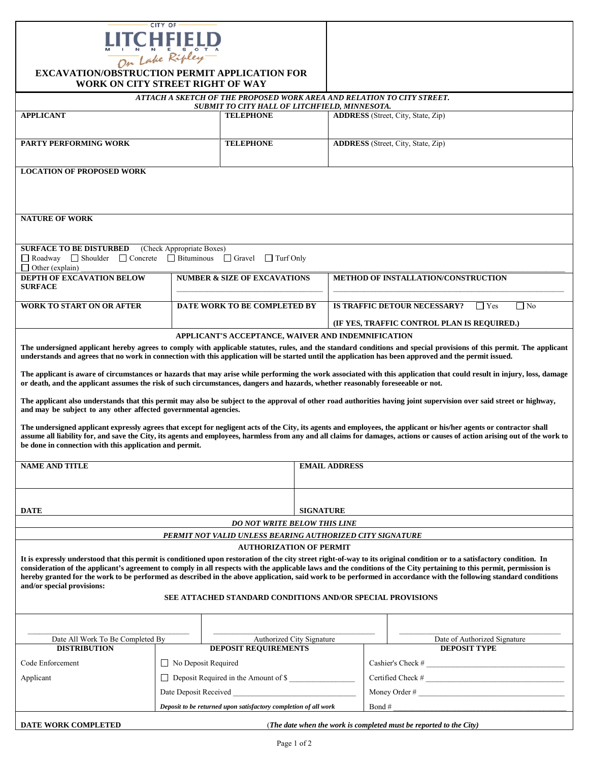CITY OF
# LITCHFIELD
MINNESOTA
On Lake Ripley

## EXCAVATION/OBSTRUCTION PERMIT APPLICATION FOR WORK ON CITY STREET RIGHT OF WAY

***ATTACH A SKETCH OF THE PROPOSED WORK AREA AND RELATION TO CITY STREET. SUBMIT TO CITY HALL OF LITCHFIELD, MINNESOTA.***

| **APPLICANT** | **TELEPHONE** | **ADDRESS** (Street, City, State, Zip) |
|---|---|---|
| | | |
| **PARTY PERFORMING WORK** | **TELEPHONE** | **ADDRESS** (Street, City, State, Zip) |
| | | |

**LOCATION OF PROPOSED WORK**

**NATURE OF WORK**

**SURFACE TO BE DISTURBED** (Check Appropriate Boxes)

☐ Roadway ☐ Shoulder ☐ Concrete ☐ Bituminous ☐ Gravel ☐ Turf Only
☐ Other (explain) ______

| **DEPTH OF EXCAVATION BELOW SURFACE** | **NUMBER & SIZE OF EXCAVATIONS** | **METHOD OF INSTALLATION/CONSTRUCTION** |
|---|---|---|
| | ______ | ______ |
| **WORK TO START ON OR AFTER** | **DATE WORK TO BE COMPLETED BY** | **IS TRAFFIC DETOUR NECESSARY?** ☐ Yes ☐ No<br>**(IF YES, TRAFFIC CONTROL PLAN IS REQUIRED.)** |

### APPLICANT'S ACCEPTANCE, WAIVER AND INDEMNIFICATION

**The undersigned applicant hereby agrees to comply with applicable statutes, rules, and the standard conditions and special provisions of this permit. The applicant understands and agrees that no work in connection with this application will be started until the application has been approved and the permit issued.**

**The applicant is aware of circumstances or hazards that may arise while performing the work associated with this application that could result in injury, loss, damage or death, and the applicant assumes the risk of such circumstances, dangers and hazards, whether reasonably foreseeable or not.**

**The applicant also understands that this permit may also be subject to the approval of other road authorities having joint supervision over said street or highway, and may be subject to any other affected governmental agencies.**

**The undersigned applicant expressly agrees that except for negligent acts of the City, its agents and employees, the applicant or his/her agents or contractor shall assume all liability for, and save the City, its agents and employees, harmless from any and all claims for damages, actions or causes of action arising out of the work to be done in connection with this application and permit.**

| **NAME AND TITLE** | **EMAIL ADDRESS** |
|---|---|
| | |
| **DATE** | **SIGNATURE** |

***DO NOT WRITE BELOW THIS LINE***

***PERMIT NOT VALID UNLESS BEARING AUTHORIZED CITY SIGNATURE***

### AUTHORIZATION OF PERMIT

**It is expressly understood that this permit is conditioned upon restoration of the city street right-of-way to its original condition or to a satisfactory condition. In consideration of the applicant's agreement to comply in all respects with the applicable laws and the conditions of the City pertaining to this permit, permission is hereby granted for the work to be performed as described in the above application, said work to be performed in accordance with the following standard conditions and/or special provisions:**

**SEE ATTACHED STANDARD CONDITIONS AND/OR SPECIAL PROVISIONS**

| ______ | ______ | ______ |
|---|---|---|
| Date All Work To Be Completed By | Authorized City Signature | Date of Authorized Signature |

| **DISTRIBUTION** | **DEPOSIT REQUIREMENTS** | **DEPOSIT TYPE** |
|---|---|---|
| Code Enforcement | ☐ No Deposit Required | Cashier's Check # ______ |
| Applicant | ☐ Deposit Required in the Amount of $ ______ | Certified Check # ______ |
| | Date Deposit Received ______ | Money Order # ______ |
| | ***Deposit to be returned upon satisfactory completion of all work*** | Bond # ______ |

**DATE WORK COMPLETED** (***The date when the work is completed must be reported to the City***)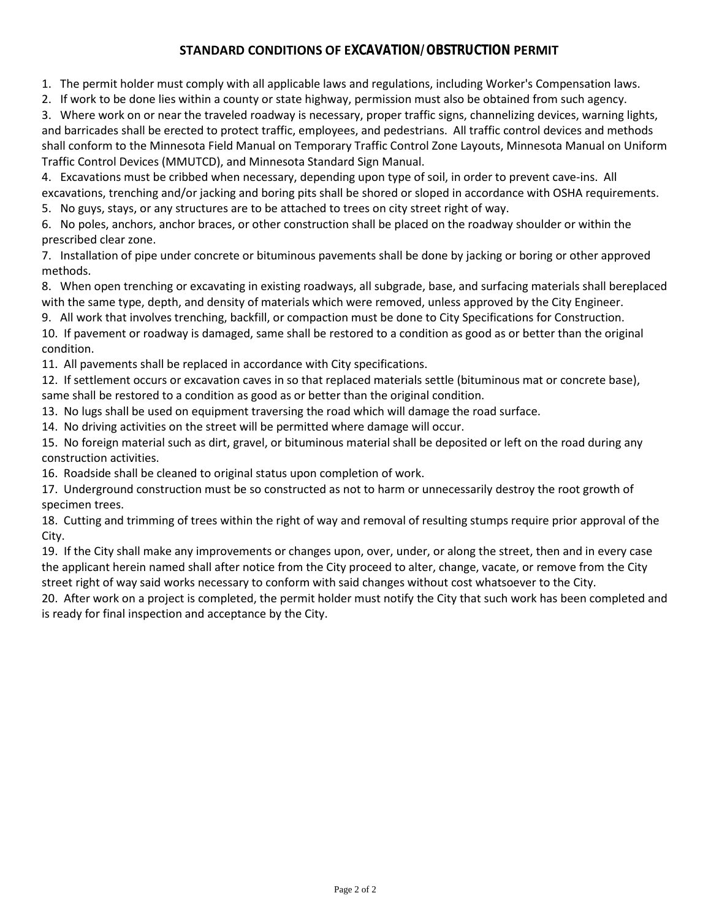## STANDARD CONDITIONS OF EXCAVATION/OBSTRUCTION PERMIT

1. The permit holder must comply with all applicable laws and regulations, including Worker's Compensation laws.
2. If work to be done lies within a county or state highway, permission must also be obtained from such agency.
3. Where work on or near the traveled roadway is necessary, proper traffic signs, channelizing devices, warning lights, and barricades shall be erected to protect traffic, employees, and pedestrians. All traffic control devices and methods shall conform to the Minnesota Field Manual on Temporary Traffic Control Zone Layouts, Minnesota Manual on Uniform Traffic Control Devices (MMUTCD), and Minnesota Standard Sign Manual.
4. Excavations must be cribbed when necessary, depending upon type of soil, in order to prevent cave-ins. All excavations, trenching and/or jacking and boring pits shall be shored or sloped in accordance with OSHA requirements.
5. No guys, stays, or any structures are to be attached to trees on city street right of way.
6. No poles, anchors, anchor braces, or other construction shall be placed on the roadway shoulder or within the prescribed clear zone.
7. Installation of pipe under concrete or bituminous pavements shall be done by jacking or boring or other approved methods.
8. When open trenching or excavating in existing roadways, all subgrade, base, and surfacing materials shall bereplaced with the same type, depth, and density of materials which were removed, unless approved by the City Engineer.
9. All work that involves trenching, backfill, or compaction must be done to City Specifications for Construction.
10. If pavement or roadway is damaged, same shall be restored to a condition as good as or better than the original condition.
11. All pavements shall be replaced in accordance with City specifications.
12. If settlement occurs or excavation caves in so that replaced materials settle (bituminous mat or concrete base), same shall be restored to a condition as good as or better than the original condition.
13. No lugs shall be used on equipment traversing the road which will damage the road surface.
14. No driving activities on the street will be permitted where damage will occur.
15. No foreign material such as dirt, gravel, or bituminous material shall be deposited or left on the road during any construction activities.
16. Roadside shall be cleaned to original status upon completion of work.
17. Underground construction must be so constructed as not to harm or unnecessarily destroy the root growth of specimen trees.
18. Cutting and trimming of trees within the right of way and removal of resulting stumps require prior approval of the City.
19. If the City shall make any improvements or changes upon, over, under, or along the street, then and in every case the applicant herein named shall after notice from the City proceed to alter, change, vacate, or remove from the City street right of way said works necessary to conform with said changes without cost whatsoever to the City.
20. After work on a project is completed, the permit holder must notify the City that such work has been completed and is ready for final inspection and acceptance by the City.